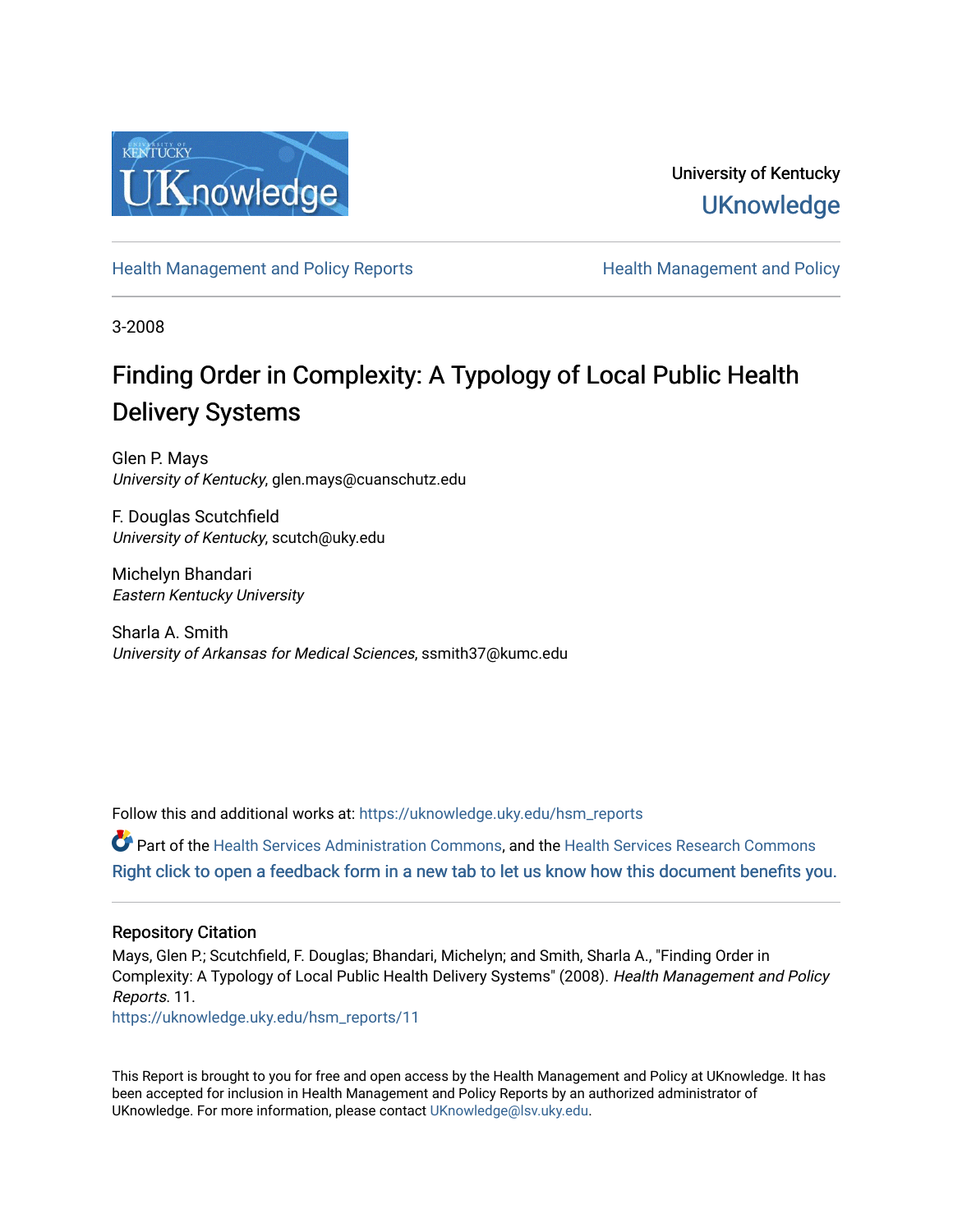University of Kentucky

UKnowledge

Health Management and Policy Reports

Health Management and Policy

3-2008

# Finding Order in Complexity: A Typology of Local Public Health Delivery Systems

Glen P. Mays
*University of Kentucky*, glen.mays@cuanschutz.edu

F. Douglas Scutchfield
*University of Kentucky*, scutch@uky.edu

Michelyn Bhandari
*Eastern Kentucky University*

Sharla A. Smith
*University of Arkansas for Medical Sciences*, ssmith37@kumc.edu

Follow this and additional works at: https://uknowledge.uky.edu/hsm_reports

Part of the Health Services Administration Commons, and the Health Services Research Commons

Right click to open a feedback form in a new tab to let us know how this document benefits you.

## Repository Citation

Mays, Glen P.; Scutchfield, F. Douglas; Bhandari, Michelyn; and Smith, Sharla A., "Finding Order in Complexity: A Typology of Local Public Health Delivery Systems" (2008). *Health Management and Policy Reports*. 11.
https://uknowledge.uky.edu/hsm_reports/11

This Report is brought to you for free and open access by the Health Management and Policy at UKnowledge. It has been accepted for inclusion in Health Management and Policy Reports by an authorized administrator of UKnowledge. For more information, please contact UKnowledge@lsv.uky.edu.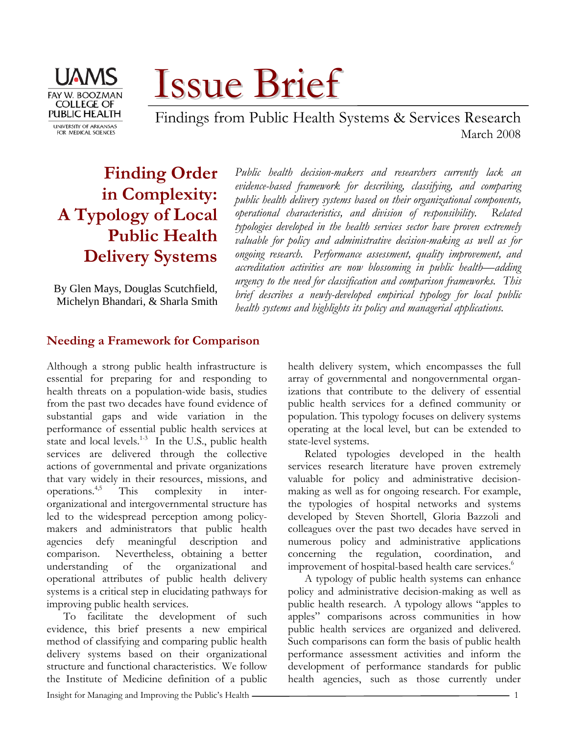# Issue Brief

Findings from Public Health Systems & Services Research

March 2008

## Finding Order in Complexity: A Typology of Local Public Health Delivery Systems

By Glen Mays, Douglas Scutchfield, Michelyn Bhandari, & Sharla Smith

*Public health decision-makers and researchers currently lack an evidence-based framework for describing, classifying, and comparing public health delivery systems based on their organizational components, operational characteristics, and division of responsibility. Related typologies developed in the health services sector have proven extremely valuable for policy and administrative decision-making as well as for ongoing research. Performance assessment, quality improvement, and accreditation activities are now blossoming in public health—adding urgency to the need for classification and comparison frameworks. This brief describes a newly-developed empirical typology for local public health systems and highlights its policy and managerial applications.*

### Needing a Framework for Comparison

Although a strong public health infrastructure is essential for preparing for and responding to health threats on a population-wide basis, studies from the past two decades have found evidence of substantial gaps and wide variation in the performance of essential public health services at state and local levels.[1-3] In the U.S., public health services are delivered through the collective actions of governmental and private organizations that vary widely in their resources, missions, and operations.[4,5] This complexity in inter-organizational and intergovernmental structure has led to the widespread perception among policy-makers and administrators that public health agencies defy meaningful description and comparison. Nevertheless, obtaining a better understanding of the organizational and operational attributes of public health delivery systems is a critical step in elucidating pathways for improving public health services.

To facilitate the development of such evidence, this brief presents a new empirical method of classifying and comparing public health delivery systems based on their organizational structure and functional characteristics. We follow the Institute of Medicine definition of a public health delivery system, which encompasses the full array of governmental and nongovernmental organizations that contribute to the delivery of essential public health services for a defined community or population. This typology focuses on delivery systems operating at the local level, but can be extended to state-level systems.

Related typologies developed in the health services research literature have proven extremely valuable for policy and administrative decision-making as well as for ongoing research. For example, the typologies of hospital networks and systems developed by Steven Shortell, Gloria Bazzoli and colleagues over the past two decades have served in numerous policy and administrative applications concerning the regulation, coordination, and improvement of hospital-based health care services.[6]

A typology of public health systems can enhance policy and administrative decision-making as well as public health research. A typology allows "apples to apples" comparisons across communities in how public health services are organized and delivered. Such comparisons can form the basis of public health performance assessment activities and inform the development of performance standards for public health agencies, such as those currently under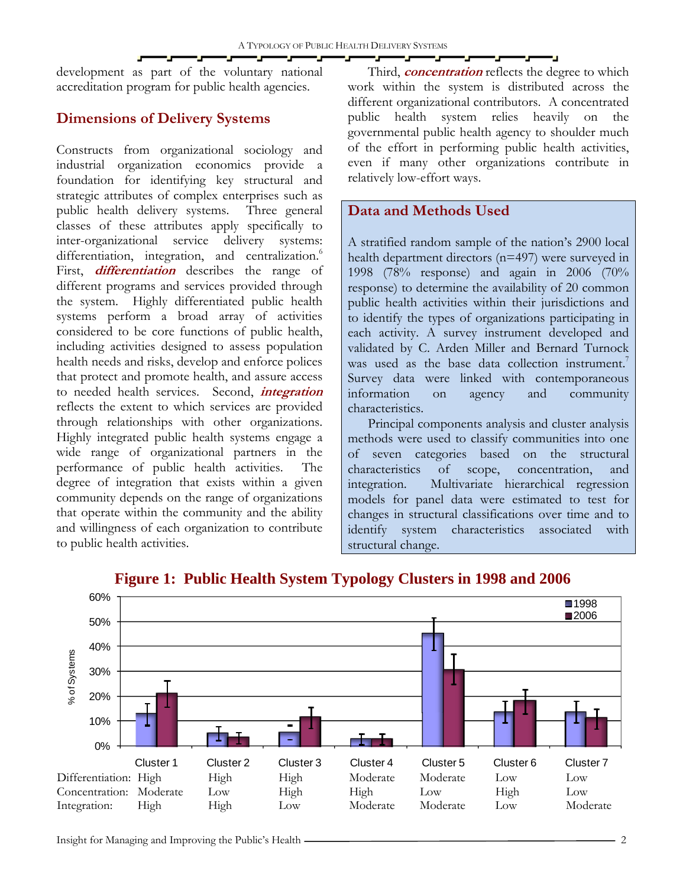development as part of the voluntary national accreditation program for public health agencies.

## Dimensions of Delivery Systems

Constructs from organizational sociology and industrial organization economics provide a foundation for identifying key structural and strategic attributes of complex enterprises such as public health delivery systems. Three general classes of these attributes apply specifically to inter-organizational service delivery systems: differentiation, integration, and centralization.[6] First, ***differentiation*** describes the range of different programs and services provided through the system. Highly differentiated public health systems perform a broad array of activities considered to be core functions of public health, including activities designed to assess population health needs and risks, develop and enforce polices that protect and promote health, and assure access to needed health services. Second, ***integration*** reflects the extent to which services are provided through relationships with other organizations. Highly integrated public health systems engage a wide range of organizational partners in the performance of public health activities. The degree of integration that exists within a given community depends on the range of organizations that operate within the community and the ability and willingness of each organization to contribute to public health activities.

Third, ***concentration*** reflects the degree to which work within the system is distributed across the different organizational contributors. A concentrated public health system relies heavily on the governmental public health agency to shoulder much of the effort in performing public health activities, even if many other organizations contribute in relatively low-effort ways.

## Data and Methods Used

A stratified random sample of the nation's 2900 local health department directors (n=497) were surveyed in 1998 (78% response) and again in 2006 (70% response) to determine the availability of 20 common public health activities within their jurisdictions and to identify the types of organizations participating in each activity. A survey instrument developed and validated by C. Arden Miller and Bernard Turnock was used as the base data collection instrument.[7] Survey data were linked with contemporaneous information on agency and community characteristics.

Principal components analysis and cluster analysis methods were used to classify communities into one of seven categories based on the structural characteristics of scope, concentration, and integration. Multivariate hierarchical regression models for panel data were estimated to test for changes in structural classifications over time and to identify system characteristics associated with structural change.

**Figure 1: Public Health System Typology Clusters in 1998 and 2006**

| | Cluster 1 | Cluster 2 | Cluster 3 | Cluster 4 | Cluster 5 | Cluster 6 | Cluster 7 |
|---|---|---|---|---|---|---|---|
| Differentiation: | High | High | High | Moderate | Moderate | Low | Low |
| Concentration: | Moderate | Low | High | High | Low | High | Low |
| Integration: | High | High | Low | Moderate | Moderate | Low | Moderate |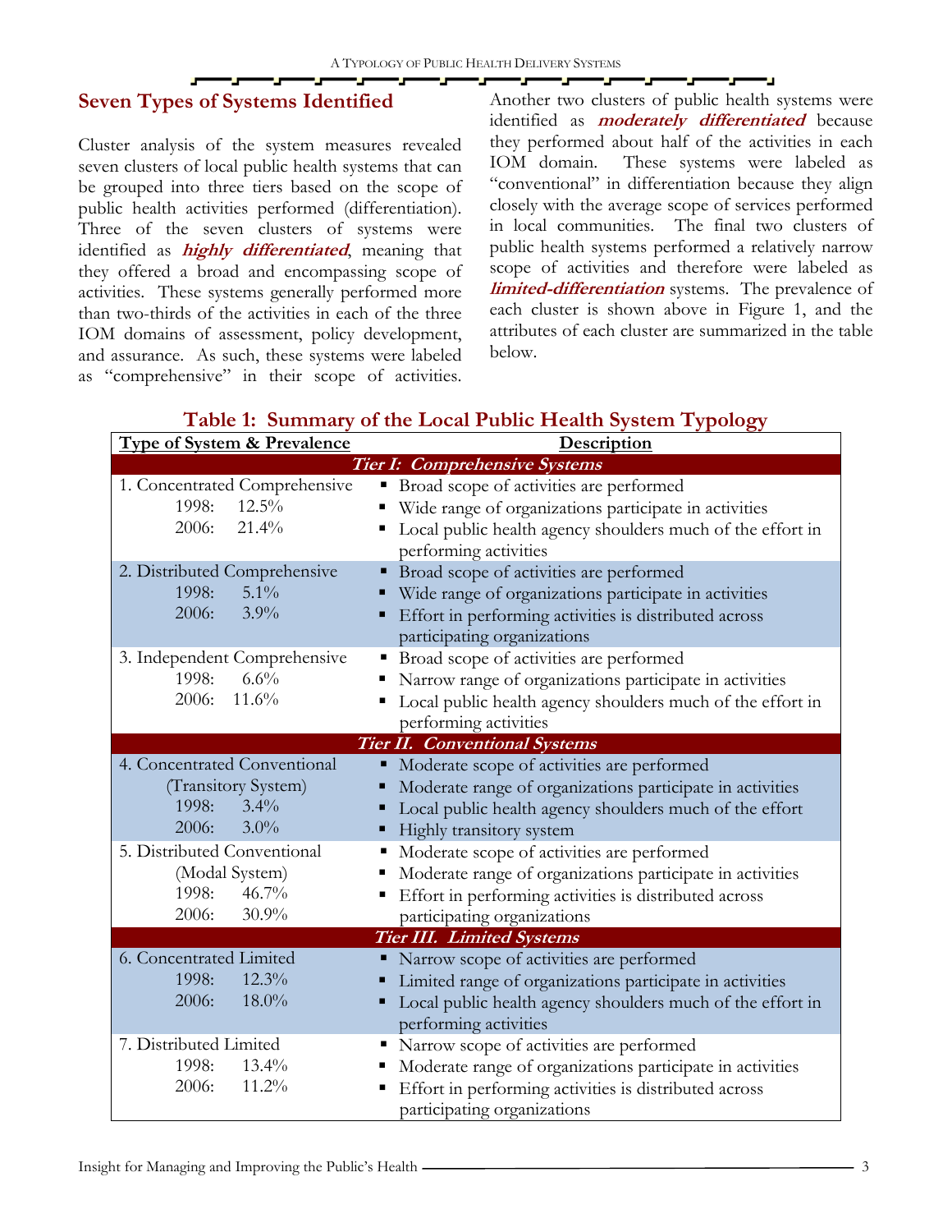## Seven Types of Systems Identified

Cluster analysis of the system measures revealed seven clusters of local public health systems that can be grouped into three tiers based on the scope of public health activities performed (differentiation). Three of the seven clusters of systems were identified as ***highly differentiated***, meaning that they offered a broad and encompassing scope of activities. These systems generally performed more than two-thirds of the activities in each of the three IOM domains of assessment, policy development, and assurance. As such, these systems were labeled as "comprehensive" in their scope of activities. Another two clusters of public health systems were identified as ***moderately differentiated*** because they performed about half of the activities in each IOM domain. These systems were labeled as "conventional" in differentiation because they align closely with the average scope of services performed in local communities. The final two clusters of public health systems performed a relatively narrow scope of activities and therefore were labeled as ***limited-differentiation*** systems. The prevalence of each cluster is shown above in Figure 1, and the attributes of each cluster are summarized in the table below.

**Table 1: Summary of the Local Public Health System Typology**

| Type of System & Prevalence | Description |
|---|---|
| ***Tier I: Comprehensive Systems*** | |
| 1. Concentrated Comprehensive<br>1998: 12.5%<br>2006: 21.4% | ▪ Broad scope of activities are performed<br>▪ Wide range of organizations participate in activities<br>▪ Local public health agency shoulders much of the effort in performing activities |
| 2. Distributed Comprehensive<br>1998: 5.1%<br>2006: 3.9% | ▪ Broad scope of activities are performed<br>▪ Wide range of organizations participate in activities<br>▪ Effort in performing activities is distributed across participating organizations |
| 3. Independent Comprehensive<br>1998: 6.6%<br>2006: 11.6% | ▪ Broad scope of activities are performed<br>▪ Narrow range of organizations participate in activities<br>▪ Local public health agency shoulders much of the effort in performing activities |
| ***Tier II. Conventional Systems*** | |
| 4. Concentrated Conventional (Transitory System)<br>1998: 3.4%<br>2006: 3.0% | ▪ Moderate scope of activities are performed<br>▪ Moderate range of organizations participate in activities<br>▪ Local public health agency shoulders much of the effort<br>▪ Highly transitory system |
| 5. Distributed Conventional (Modal System)<br>1998: 46.7%<br>2006: 30.9% | ▪ Moderate scope of activities are performed<br>▪ Moderate range of organizations participate in activities<br>▪ Effort in performing activities is distributed across participating organizations |
| ***Tier III. Limited Systems*** | |
| 6. Concentrated Limited<br>1998: 12.3%<br>2006: 18.0% | ▪ Narrow scope of activities are performed<br>▪ Limited range of organizations participate in activities<br>▪ Local public health agency shoulders much of the effort in performing activities |
| 7. Distributed Limited<br>1998: 13.4%<br>2006: 11.2% | ▪ Narrow scope of activities are performed<br>▪ Moderate range of organizations participate in activities<br>▪ Effort in performing activities is distributed across participating organizations |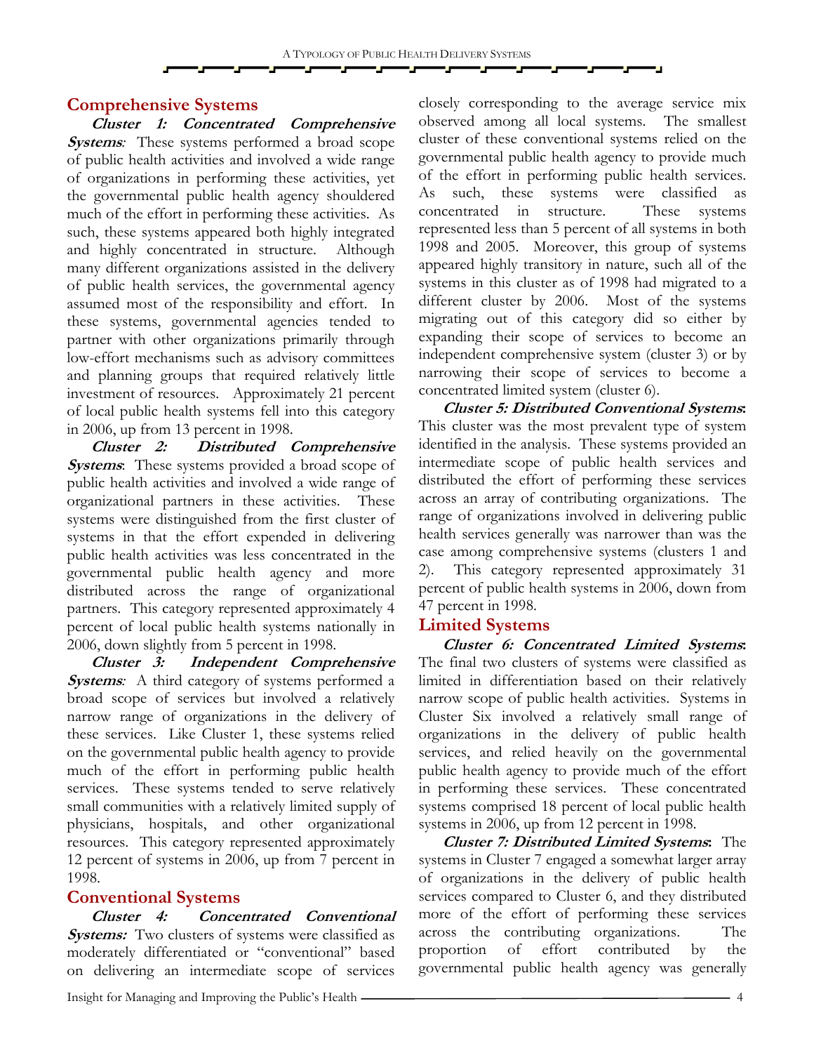## Comprehensive Systems

***Cluster 1: Concentrated Comprehensive Systems**:* These systems performed a broad scope of public health activities and involved a wide range of organizations in performing these activities, yet the governmental public health agency shouldered much of the effort in performing these activities. As such, these systems appeared both highly integrated and highly concentrated in structure. Although many different organizations assisted in the delivery of public health services, the governmental agency assumed most of the responsibility and effort. In these systems, governmental agencies tended to partner with other organizations primarily through low-effort mechanisms such as advisory committees and planning groups that required relatively little investment of resources. Approximately 21 percent of local public health systems fell into this category in 2006, up from 13 percent in 1998.

***Cluster 2: Distributed Comprehensive Systems***: These systems provided a broad scope of public health activities and involved a wide range of organizational partners in these activities. These systems were distinguished from the first cluster of systems in that the effort expended in delivering public health activities was less concentrated in the governmental public health agency and more distributed across the range of organizational partners. This category represented approximately 4 percent of local public health systems nationally in 2006, down slightly from 5 percent in 1998.

***Cluster 3: Independent Comprehensive Systems**:* A third category of systems performed a broad scope of services but involved a relatively narrow range of organizations in the delivery of these services. Like Cluster 1, these systems relied on the governmental public health agency to provide much of the effort in performing public health services. These systems tended to serve relatively small communities with a relatively limited supply of physicians, hospitals, and other organizational resources. This category represented approximately 12 percent of systems in 2006, up from 7 percent in 1998.

## Conventional Systems

***Cluster 4: Concentrated Conventional Systems:*** Two clusters of systems were classified as moderately differentiated or "conventional" based on delivering an intermediate scope of services closely corresponding to the average service mix observed among all local systems. The smallest cluster of these conventional systems relied on the governmental public health agency to provide much of the effort in performing public health services. As such, these systems were classified as concentrated in structure. These systems represented less than 5 percent of all systems in both 1998 and 2005. Moreover, this group of systems appeared highly transitory in nature, such all of the systems in this cluster as of 1998 had migrated to a different cluster by 2006. Most of the systems migrating out of this category did so either by expanding their scope of services to become an independent comprehensive system (cluster 3) or by narrowing their scope of services to become a concentrated limited system (cluster 6).

***Cluster 5: Distributed Conventional Systems*:** This cluster was the most prevalent type of system identified in the analysis. These systems provided an intermediate scope of public health services and distributed the effort of performing these services across an array of contributing organizations. The range of organizations involved in delivering public health services generally was narrower than was the case among comprehensive systems (clusters 1 and 2). This category represented approximately 31 percent of public health systems in 2006, down from 47 percent in 1998.

## Limited Systems

***Cluster 6: Concentrated Limited Systems*:** The final two clusters of systems were classified as limited in differentiation based on their relatively narrow scope of public health activities. Systems in Cluster Six involved a relatively small range of organizations in the delivery of public health services, and relied heavily on the governmental public health agency to provide much of the effort in performing these services. These concentrated systems comprised 18 percent of local public health systems in 2006, up from 12 percent in 1998.

***Cluster 7: Distributed Limited Systems*:** The systems in Cluster 7 engaged a somewhat larger array of organizations in the delivery of public health services compared to Cluster 6, and they distributed more of the effort of performing these services across the contributing organizations. The proportion of effort contributed by the governmental public health agency was generally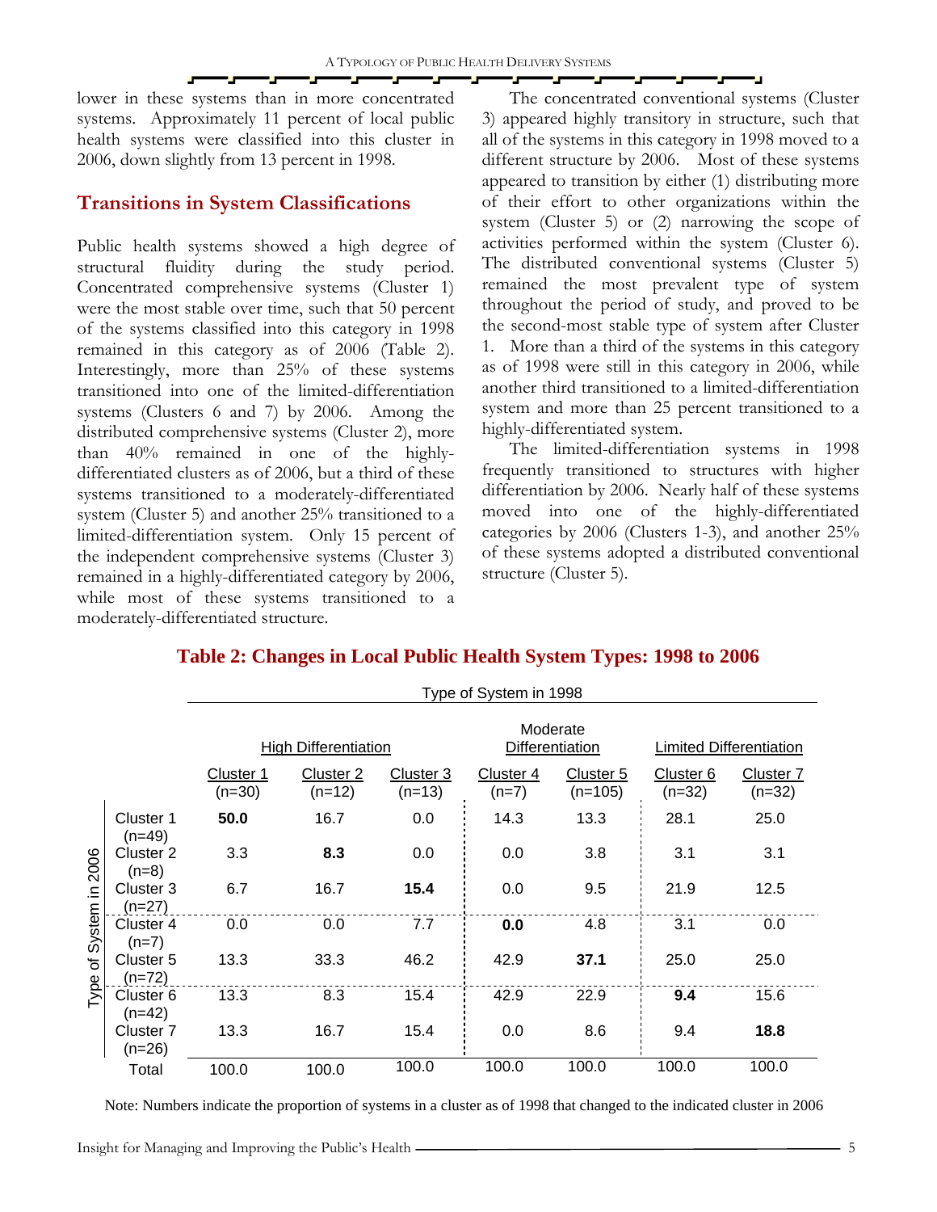lower in these systems than in more concentrated systems. Approximately 11 percent of local public health systems were classified into this cluster in 2006, down slightly from 13 percent in 1998.

## Transitions in System Classifications

Public health systems showed a high degree of structural fluidity during the study period. Concentrated comprehensive systems (Cluster 1) were the most stable over time, such that 50 percent of the systems classified into this category in 1998 remained in this category as of 2006 (Table 2). Interestingly, more than 25% of these systems transitioned into one of the limited-differentiation systems (Clusters 6 and 7) by 2006. Among the distributed comprehensive systems (Cluster 2), more than 40% remained in one of the highly-differentiated clusters as of 2006, but a third of these systems transitioned to a moderately-differentiated system (Cluster 5) and another 25% transitioned to a limited-differentiation system. Only 15 percent of the independent comprehensive systems (Cluster 3) remained in a highly-differentiated category by 2006, while most of these systems transitioned to a moderately-differentiated structure.

The concentrated conventional systems (Cluster 3) appeared highly transitory in structure, such that all of the systems in this category in 1998 moved to a different structure by 2006. Most of these systems appeared to transition by either (1) distributing more of their effort to other organizations within the system (Cluster 5) or (2) narrowing the scope of activities performed within the system (Cluster 6). The distributed conventional systems (Cluster 5) remained the most prevalent type of system throughout the period of study, and proved to be the second-most stable type of system after Cluster 1. More than a third of the systems in this category as of 1998 were still in this category in 2006, while another third transitioned to a limited-differentiation system and more than 25 percent transitioned to a highly-differentiated system.

The limited-differentiation systems in 1998 frequently transitioned to structures with higher differentiation by 2006. Nearly half of these systems moved into one of the highly-differentiated categories by 2006 (Clusters 1-3), and another 25% of these systems adopted a distributed conventional structure (Cluster 5).

### Table 2: Changes in Local Public Health System Types: 1998 to 2006

| Type of System in 2006 | Type of System in 1998: High Differentiation | | | Moderate Differentiation | | Limited Differentiation | |
|---|---|---|---|---|---|---|---|
| | Cluster 1 (n=30) | Cluster 2 (n=12) | Cluster 3 (n=13) | Cluster 4 (n=7) | Cluster 5 (n=105) | Cluster 6 (n=32) | Cluster 7 (n=32) |
| Cluster 1 (n=49) | **50.0** | 16.7 | 0.0 | 14.3 | 13.3 | 28.1 | 25.0 |
| Cluster 2 (n=8) | 3.3 | **8.3** | 0.0 | 0.0 | 3.8 | 3.1 | 3.1 |
| Cluster 3 (n=27) | 6.7 | 16.7 | **15.4** | 0.0 | 9.5 | 21.9 | 12.5 |
| Cluster 4 (n=7) | 0.0 | 0.0 | 7.7 | **0.0** | 4.8 | 3.1 | 0.0 |
| Cluster 5 (n=72) | 13.3 | 33.3 | 46.2 | 42.9 | **37.1** | 25.0 | 25.0 |
| Cluster 6 (n=42) | 13.3 | 8.3 | 15.4 | 42.9 | 22.9 | **9.4** | 15.6 |
| Cluster 7 (n=26) | 13.3 | 16.7 | 15.4 | 0.0 | 8.6 | 9.4 | **18.8** |
| Total | 100.0 | 100.0 | 100.0 | 100.0 | 100.0 | 100.0 | 100.0 |

Note: Numbers indicate the proportion of systems in a cluster as of 1998 that changed to the indicated cluster in 2006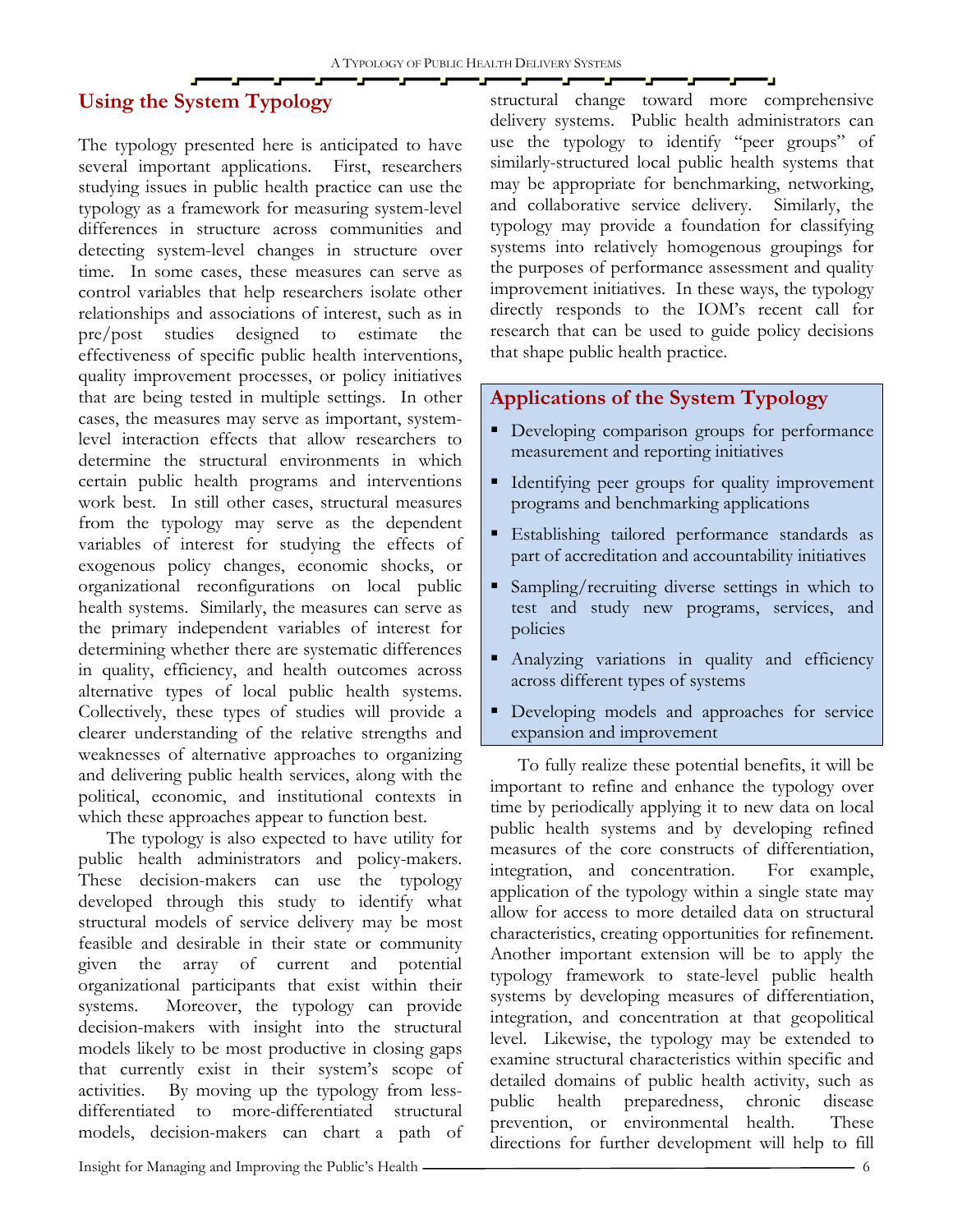## Using the System Typology

The typology presented here is anticipated to have several important applications. First, researchers studying issues in public health practice can use the typology as a framework for measuring system-level differences in structure across communities and detecting system-level changes in structure over time. In some cases, these measures can serve as control variables that help researchers isolate other relationships and associations of interest, such as in pre/post studies designed to estimate the effectiveness of specific public health interventions, quality improvement processes, or policy initiatives that are being tested in multiple settings. In other cases, the measures may serve as important, system-level interaction effects that allow researchers to determine the structural environments in which certain public health programs and interventions work best. In still other cases, structural measures from the typology may serve as the dependent variables of interest for studying the effects of exogenous policy changes, economic shocks, or organizational reconfigurations on local public health systems. Similarly, the measures can serve as the primary independent variables of interest for determining whether there are systematic differences in quality, efficiency, and health outcomes across alternative types of local public health systems. Collectively, these types of studies will provide a clearer understanding of the relative strengths and weaknesses of alternative approaches to organizing and delivering public health services, along with the political, economic, and institutional contexts in which these approaches appear to function best.

The typology is also expected to have utility for public health administrators and policy-makers. These decision-makers can use the typology developed through this study to identify what structural models of service delivery may be most feasible and desirable in their state or community given the array of current and potential organizational participants that exist within their systems. Moreover, the typology can provide decision-makers with insight into the structural models likely to be most productive in closing gaps that currently exist in their system's scope of activities. By moving up the typology from less-differentiated to more-differentiated structural models, decision-makers can chart a path of structural change toward more comprehensive delivery systems. Public health administrators can use the typology to identify "peer groups" of similarly-structured local public health systems that may be appropriate for benchmarking, networking, and collaborative service delivery. Similarly, the typology may provide a foundation for classifying systems into relatively homogenous groupings for the purposes of performance assessment and quality improvement initiatives. In these ways, the typology directly responds to the IOM's recent call for research that can be used to guide policy decisions that shape public health practice.

### Applications of the System Typology

- Developing comparison groups for performance measurement and reporting initiatives
- Identifying peer groups for quality improvement programs and benchmarking applications
- Establishing tailored performance standards as part of accreditation and accountability initiatives
- Sampling/recruiting diverse settings in which to test and study new programs, services, and policies
- Analyzing variations in quality and efficiency across different types of systems
- Developing models and approaches for service expansion and improvement

To fully realize these potential benefits, it will be important to refine and enhance the typology over time by periodically applying it to new data on local public health systems and by developing refined measures of the core constructs of differentiation, integration, and concentration. For example, application of the typology within a single state may allow for access to more detailed data on structural characteristics, creating opportunities for refinement. Another important extension will be to apply the typology framework to state-level public health systems by developing measures of differentiation, integration, and concentration at that geopolitical level. Likewise, the typology may be extended to examine structural characteristics within specific and detailed domains of public health activity, such as public health preparedness, chronic disease prevention, or environmental health. These directions for further development will help to fill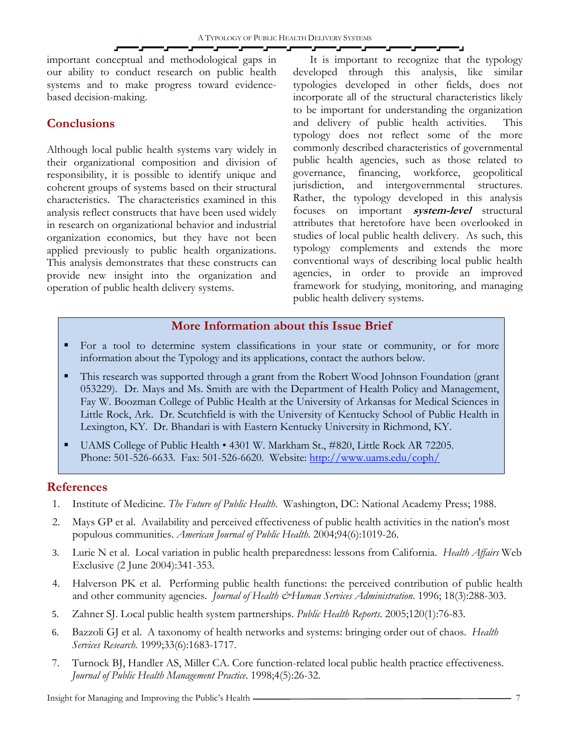important conceptual and methodological gaps in our ability to conduct research on public health systems and to make progress toward evidence-based decision-making.

## Conclusions

Although local public health systems vary widely in their organizational composition and division of responsibility, it is possible to identify unique and coherent groups of systems based on their structural characteristics. The characteristics examined in this analysis reflect constructs that have been used widely in research on organizational behavior and industrial organization economics, but they have not been applied previously to public health organizations. This analysis demonstrates that these constructs can provide new insight into the organization and operation of public health delivery systems.

It is important to recognize that the typology developed through this analysis, like similar typologies developed in other fields, does not incorporate all of the structural characteristics likely to be important for understanding the organization and delivery of public health activities. This typology does not reflect some of the more commonly described characteristics of governmental public health agencies, such as those related to governance, financing, workforce, geopolitical jurisdiction, and intergovernmental structures. Rather, the typology developed in this analysis focuses on important ***system-level*** structural attributes that heretofore have been overlooked in studies of local public health delivery. As such, this typology complements and extends the more conventional ways of describing local public health agencies, in order to provide an improved framework for studying, monitoring, and managing public health delivery systems.

### More Information about this Issue Brief

- For a tool to determine system classifications in your state or community, or for more information about the Typology and its applications, contact the authors below.
- This research was supported through a grant from the Robert Wood Johnson Foundation (grant 053229). Dr. Mays and Ms. Smith are with the Department of Health Policy and Management, Fay W. Boozman College of Public Health at the University of Arkansas for Medical Sciences in Little Rock, Ark. Dr. Scutchfield is with the University of Kentucky School of Public Health in Lexington, KY. Dr. Bhandari is with Eastern Kentucky University in Richmond, KY.
- UAMS College of Public Health • 4301 W. Markham St., #820, Little Rock AR 72205. Phone: 501-526-6633. Fax: 501-526-6620. Website: http://www.uams.edu/coph/

## References

1. Institute of Medicine. *The Future of Public Health*. Washington, DC: National Academy Press; 1988.
2. Mays GP et al. Availability and perceived effectiveness of public health activities in the nation's most populous communities. *American Journal of Public Health*. 2004;94(6):1019-26.
3. Lurie N et al. Local variation in public health preparedness: lessons from California. *Health Affairs* Web Exclusive (2 June 2004):341-353.
4. Halverson PK et al. Performing public health functions: the perceived contribution of public health and other community agencies. *Journal of Health &Human Services Administration*. 1996; 18(3):288-303.
5. Zahner SJ. Local public health system partnerships. *Public Health Reports*. 2005;120(1):76-83.
6. Bazzoli GJ et al. A taxonomy of health networks and systems: bringing order out of chaos. *Health Services Research*. 1999;33(6):1683-1717.
7. Turnock BJ, Handler AS, Miller CA. Core function-related local public health practice effectiveness. *Journal of Public Health Management Practice*. 1998;4(5):26-32.